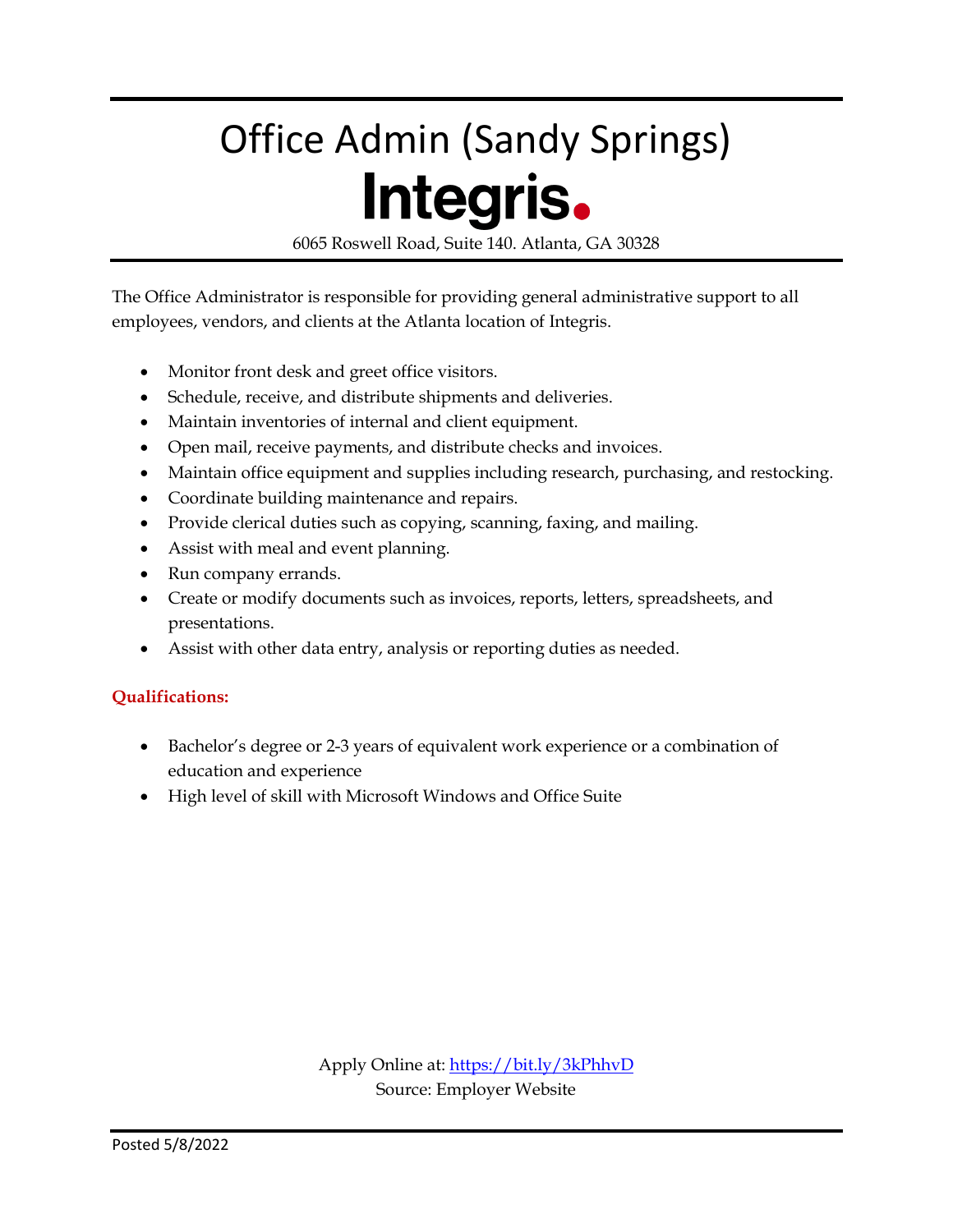# Office Admin (Sandy Springs)

## Integris.

6065 Roswell Road, Suite 140. Atlanta, GA 30328

The Office Administrator is responsible for providing general administrative support to all employees, vendors, and clients at the Atlanta location of Integris.

- Monitor front desk and greet office visitors.
- Schedule, receive, and distribute shipments and deliveries.
- Maintain inventories of internal and client equipment.
- Open mail, receive payments, and distribute checks and invoices.
- Maintain office equipment and supplies including research, purchasing, and restocking.
- Coordinate building maintenance and repairs.
- Provide clerical duties such as copying, scanning, faxing, and mailing.
- Assist with meal and event planning.
- Run company errands.
- Create or modify documents such as invoices, reports, letters, spreadsheets, and presentations.
- Assist with other data entry, analysis or reporting duties as needed.

**Qualifications:**

- Bachelor's degree or 2-3 years of equivalent work experience or a combination of education and experience
- High level of skill with Microsoft Windows and Office Suite

Apply Online at: https://bit.ly/3kPhhvD
Source: Employer Website

Posted 5/8/2022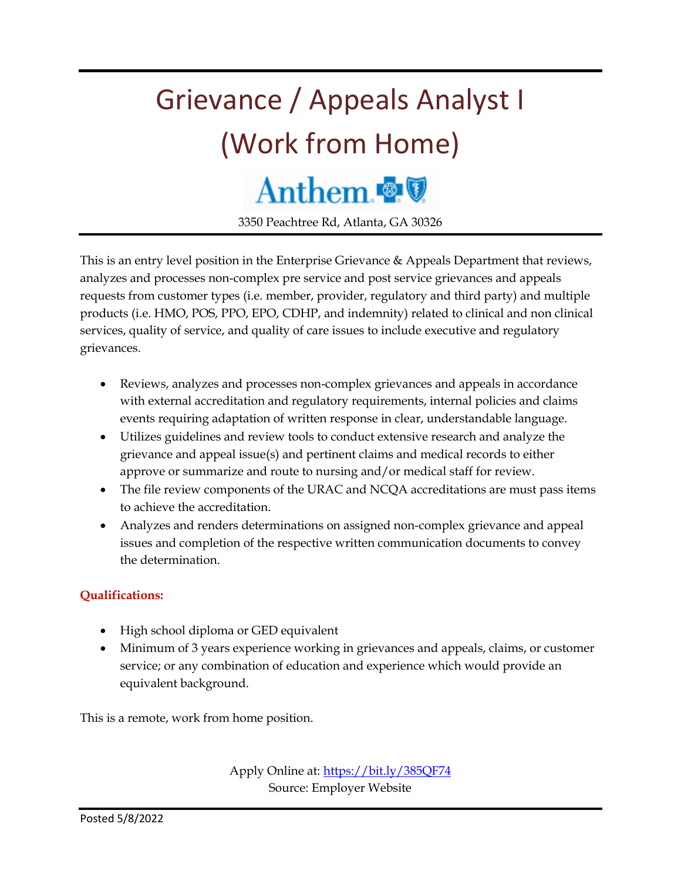# Grievance / Appeals Analyst I (Work from Home)

Anthem

3350 Peachtree Rd, Atlanta, GA 30326

This is an entry level position in the Enterprise Grievance & Appeals Department that reviews, analyzes and processes non-complex pre service and post service grievances and appeals requests from customer types (i.e. member, provider, regulatory and third party) and multiple products (i.e. HMO, POS, PPO, EPO, CDHP, and indemnity) related to clinical and non clinical services, quality of service, and quality of care issues to include executive and regulatory grievances.

- Reviews, analyzes and processes non-complex grievances and appeals in accordance with external accreditation and regulatory requirements, internal policies and claims events requiring adaptation of written response in clear, understandable language.
- Utilizes guidelines and review tools to conduct extensive research and analyze the grievance and appeal issue(s) and pertinent claims and medical records to either approve or summarize and route to nursing and/or medical staff for review.
- The file review components of the URAC and NCQA accreditations are must pass items to achieve the accreditation.
- Analyzes and renders determinations on assigned non-complex grievance and appeal issues and completion of the respective written communication documents to convey the determination.

**Qualifications:**

- High school diploma or GED equivalent
- Minimum of 3 years experience working in grievances and appeals, claims, or customer service; or any combination of education and experience which would provide an equivalent background.

This is a remote, work from home position.

Apply Online at: https://bit.ly/385QF74
Source: Employer Website

Posted 5/8/2022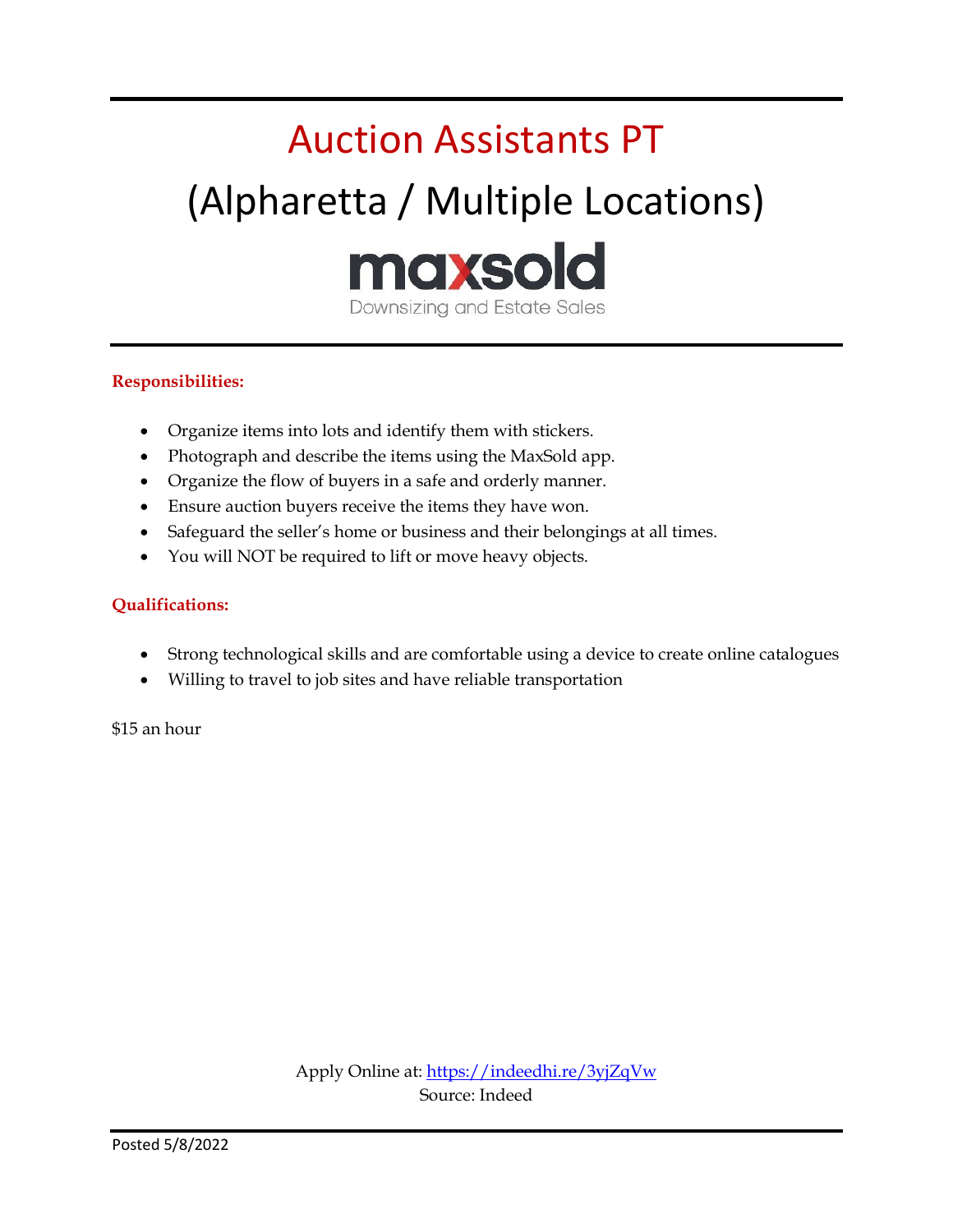# Auction Assistants PT

## (Alpharetta / Multiple Locations)

maxsold

Downsizing and Estate Sales

**Responsibilities:**

- Organize items into lots and identify them with stickers.
- Photograph and describe the items using the MaxSold app.
- Organize the flow of buyers in a safe and orderly manner.
- Ensure auction buyers receive the items they have won.
- Safeguard the seller's home or business and their belongings at all times.
- You will NOT be required to lift or move heavy objects.

**Qualifications:**

- Strong technological skills and are comfortable using a device to create online catalogues
- Willing to travel to job sites and have reliable transportation

$15 an hour

Apply Online at: https://indeedhi.re/3yjZqVw

Source: Indeed

Posted 5/8/2022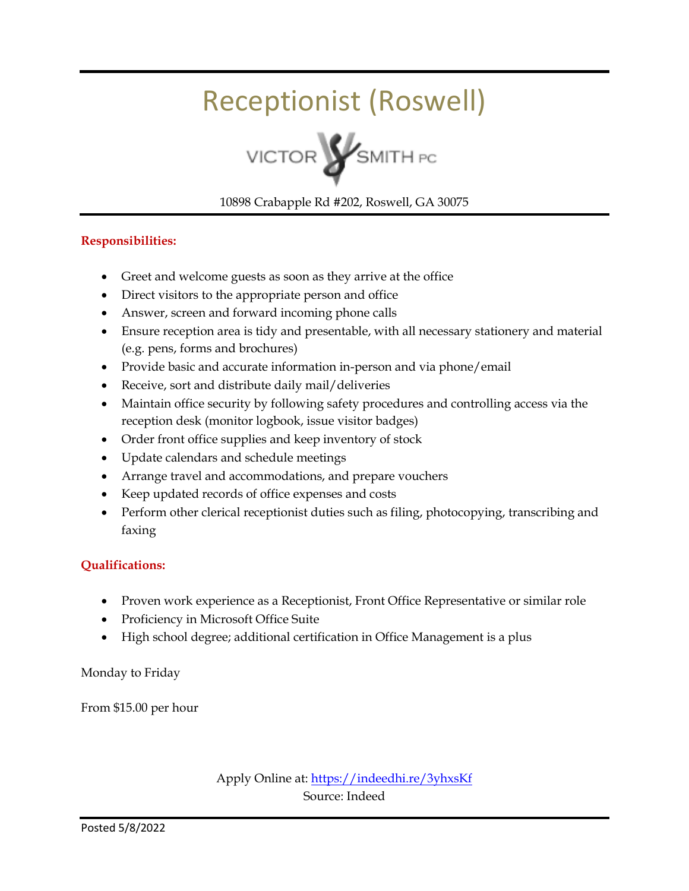# Receptionist (Roswell)

VICTOR SMITH PC

10898 Crabapple Rd #202, Roswell, GA 30075

**Responsibilities:**

- Greet and welcome guests as soon as they arrive at the office
- Direct visitors to the appropriate person and office
- Answer, screen and forward incoming phone calls
- Ensure reception area is tidy and presentable, with all necessary stationery and material (e.g. pens, forms and brochures)
- Provide basic and accurate information in-person and via phone/email
- Receive, sort and distribute daily mail/deliveries
- Maintain office security by following safety procedures and controlling access via the reception desk (monitor logbook, issue visitor badges)
- Order front office supplies and keep inventory of stock
- Update calendars and schedule meetings
- Arrange travel and accommodations, and prepare vouchers
- Keep updated records of office expenses and costs
- Perform other clerical receptionist duties such as filing, photocopying, transcribing and faxing

**Qualifications:**

- Proven work experience as a Receptionist, Front Office Representative or similar role
- Proficiency in Microsoft Office Suite
- High school degree; additional certification in Office Management is a plus

Monday to Friday

From $15.00 per hour

Apply Online at: https://indeedhi.re/3yhxsKf
Source: Indeed

Posted 5/8/2022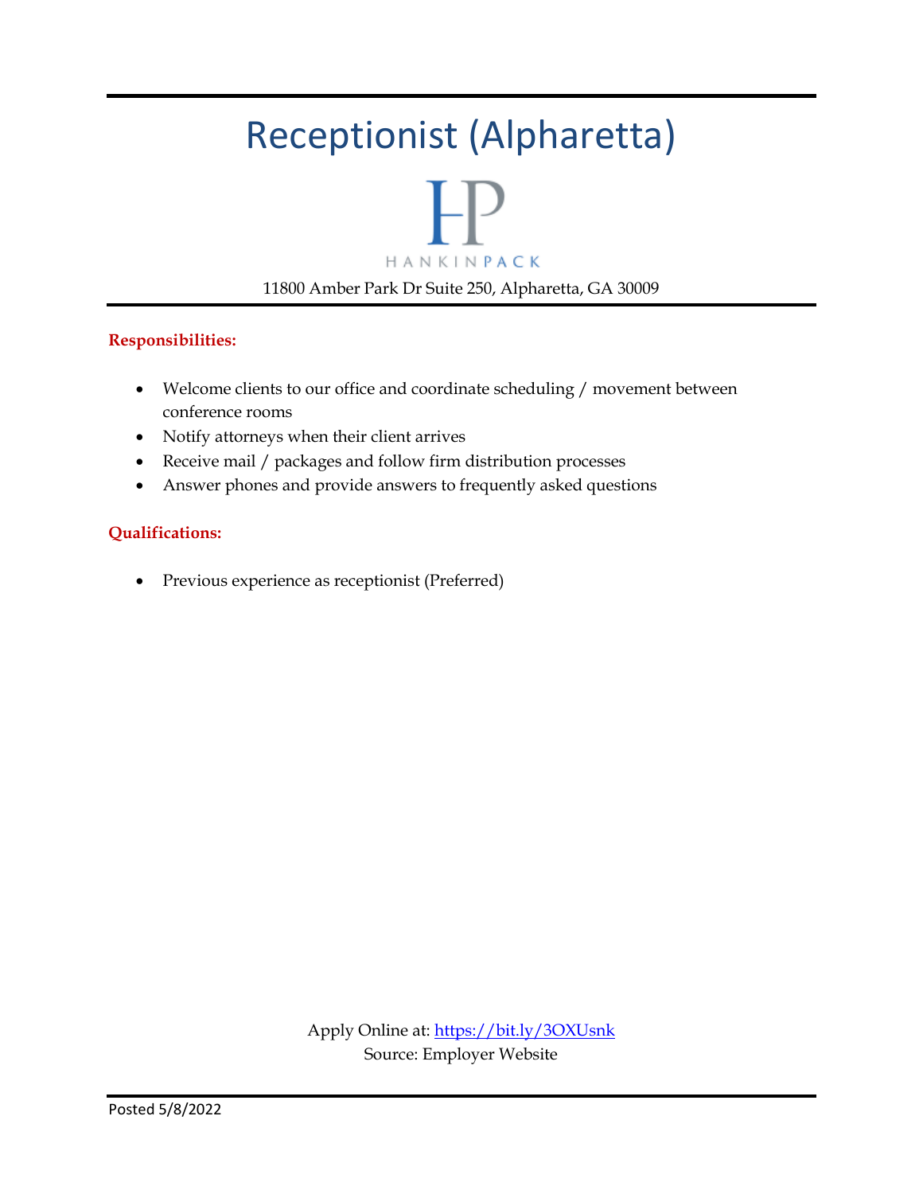# Receptionist (Alpharetta)

HANKINPACK

11800 Amber Park Dr Suite 250, Alpharetta, GA 30009

**Responsibilities:**

- Welcome clients to our office and coordinate scheduling / movement between conference rooms
- Notify attorneys when their client arrives
- Receive mail / packages and follow firm distribution processes
- Answer phones and provide answers to frequently asked questions

**Qualifications:**

- Previous experience as receptionist (Preferred)

Apply Online at: [https://bit.ly/3OXUsnk](https://bit.ly/3OXUsnk)
Source: Employer Website

Posted 5/8/2022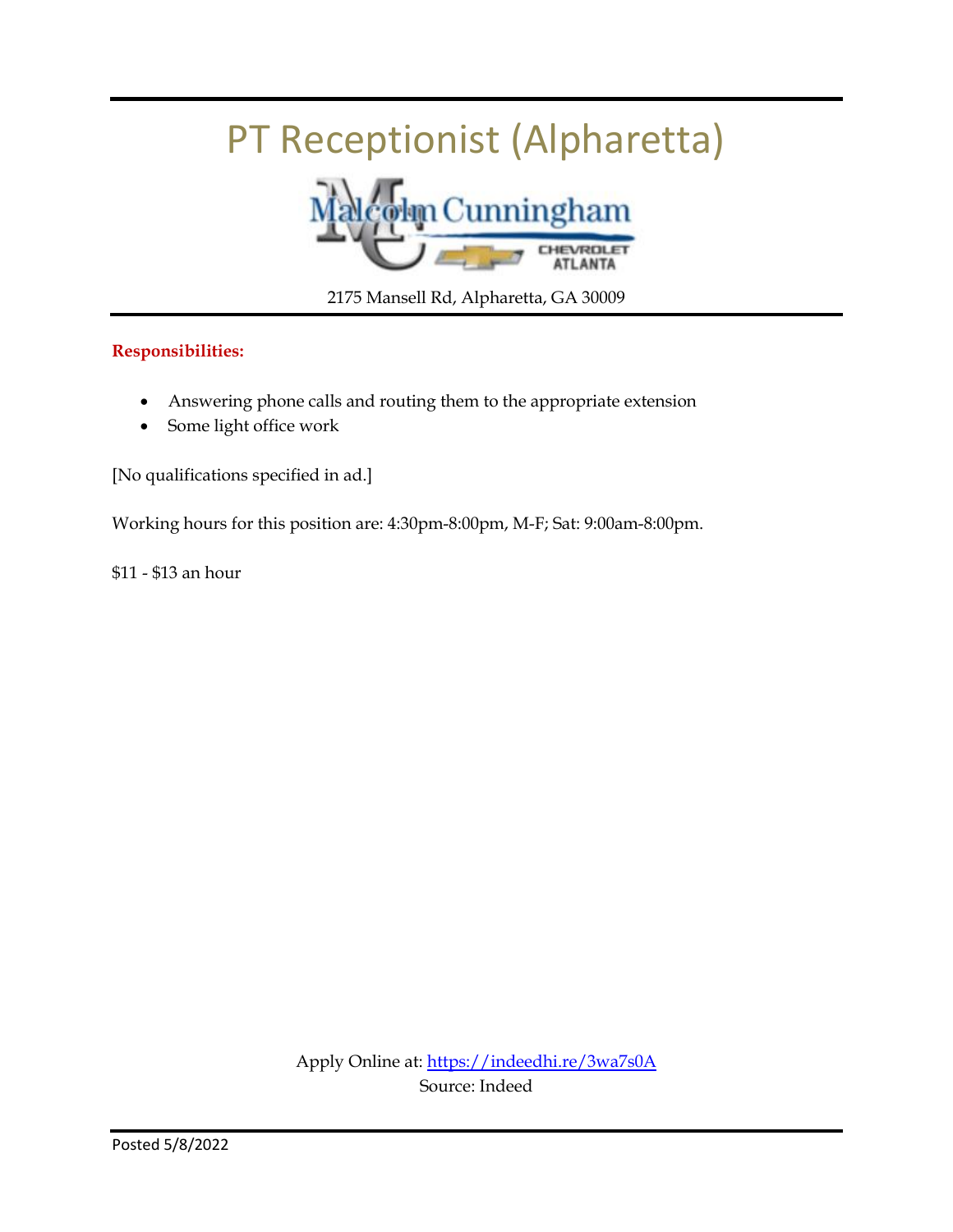# PT Receptionist (Alpharetta)

Malcolm Cunningham Chevrolet Atlanta

2175 Mansell Rd, Alpharetta, GA 30009

**Responsibilities:**

- Answering phone calls and routing them to the appropriate extension
- Some light office work

[No qualifications specified in ad.]

Working hours for this position are: 4:30pm-8:00pm, M-F; Sat: 9:00am-8:00pm.

$11 - $13 an hour

Apply Online at: https://indeedhi.re/3wa7s0A

Source: Indeed

Posted 5/8/2022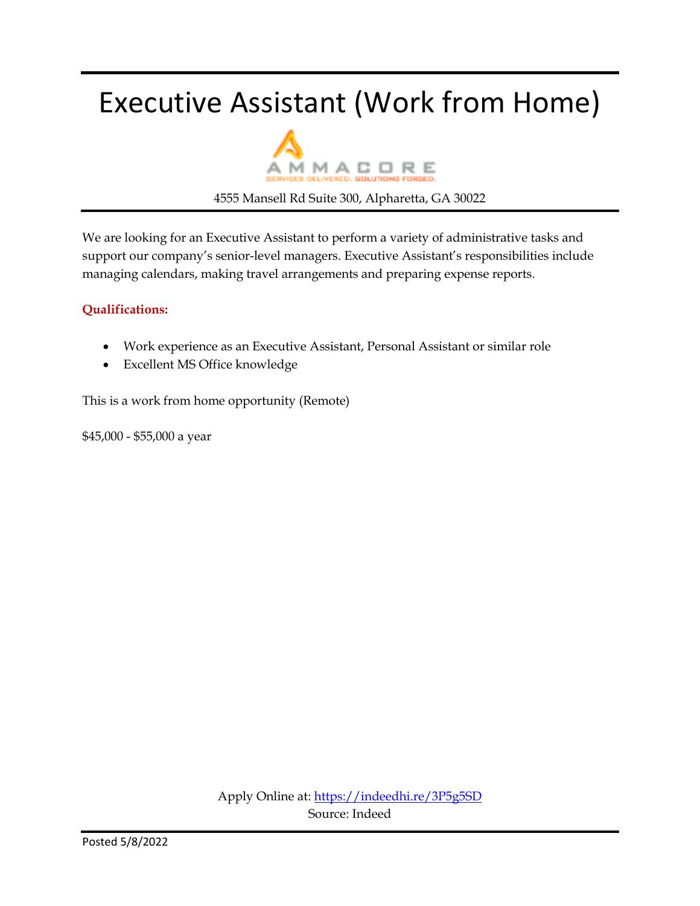# Executive Assistant (Work from Home)

AMMACORE

SERVICES DELIVERED. SOLUTIONS FORGED.

4555 Mansell Rd Suite 300, Alpharetta, GA 30022

We are looking for an Executive Assistant to perform a variety of administrative tasks and support our company's senior-level managers. Executive Assistant's responsibilities include managing calendars, making travel arrangements and preparing expense reports.

**Qualifications:**

- Work experience as an Executive Assistant, Personal Assistant or similar role
- Excellent MS Office knowledge

This is a work from home opportunity (Remote)

$45,000 - $55,000 a year

Apply Online at: https://indeedhi.re/3P5g5SD

Source: Indeed

Posted 5/8/2022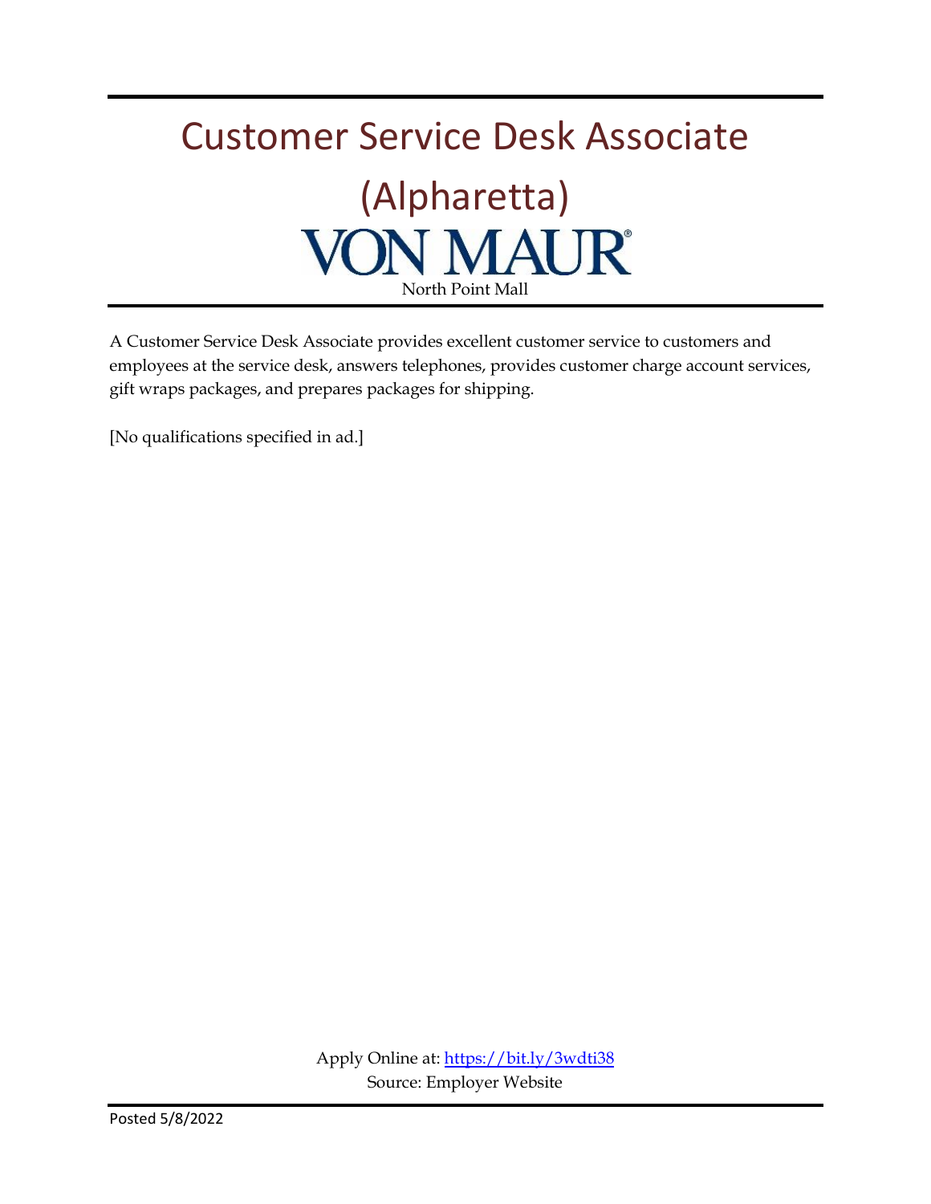# Customer Service Desk Associate (Alpharetta)

VON MAUR

North Point Mall

A Customer Service Desk Associate provides excellent customer service to customers and employees at the service desk, answers telephones, provides customer charge account services, gift wraps packages, and prepares packages for shipping.

[No qualifications specified in ad.]

Apply Online at: https://bit.ly/3wdti38
Source: Employer Website

Posted 5/8/2022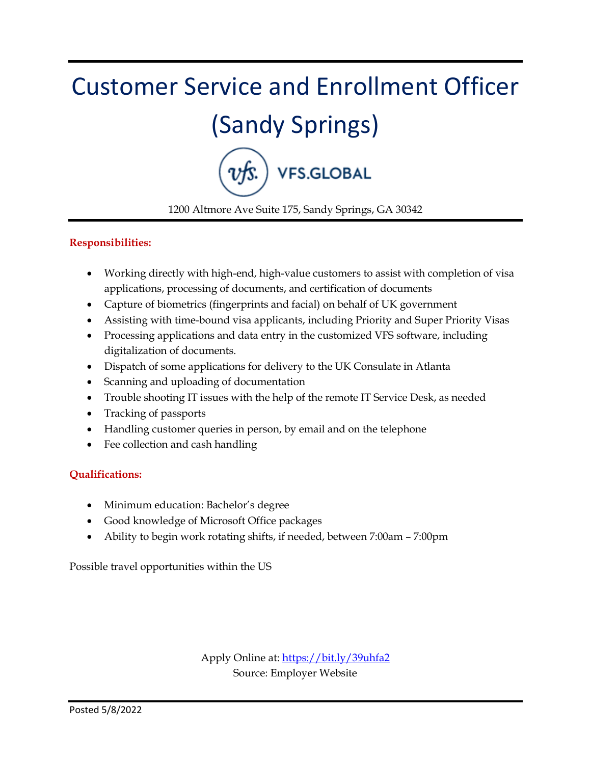# Customer Service and Enrollment Officer (Sandy Springs)

VFS.GLOBAL

1200 Altmore Ave Suite 175, Sandy Springs, GA 30342

**Responsibilities:**

- Working directly with high-end, high-value customers to assist with completion of visa applications, processing of documents, and certification of documents
- Capture of biometrics (fingerprints and facial) on behalf of UK government
- Assisting with time-bound visa applicants, including Priority and Super Priority Visas
- Processing applications and data entry in the customized VFS software, including digitalization of documents.
- Dispatch of some applications for delivery to the UK Consulate in Atlanta
- Scanning and uploading of documentation
- Trouble shooting IT issues with the help of the remote IT Service Desk, as needed
- Tracking of passports
- Handling customer queries in person, by email and on the telephone
- Fee collection and cash handling

**Qualifications:**

- Minimum education: Bachelor's degree
- Good knowledge of Microsoft Office packages
- Ability to begin work rotating shifts, if needed, between 7:00am – 7:00pm

Possible travel opportunities within the US

Apply Online at: https://bit.ly/39uhfa2
Source: Employer Website

Posted 5/8/2022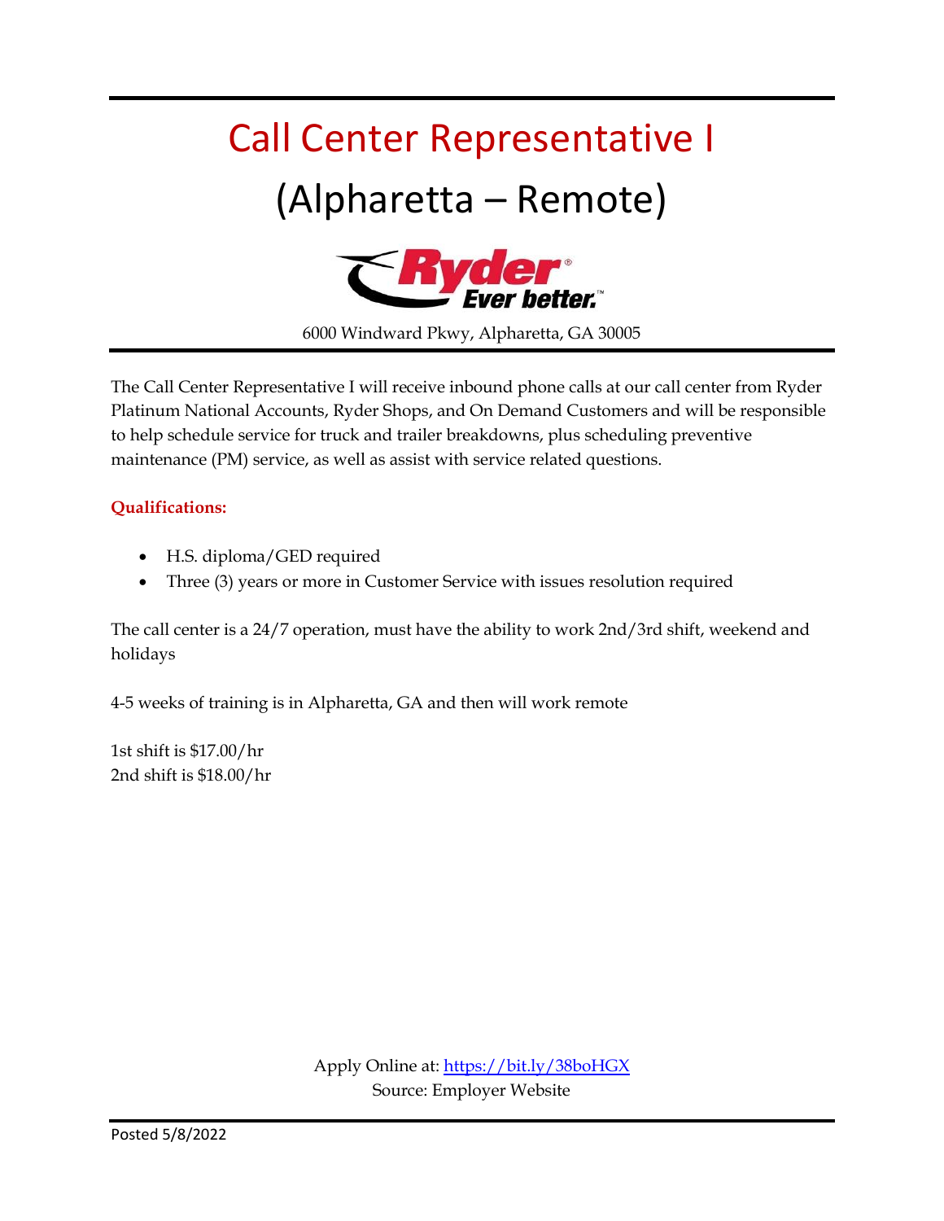# Call Center Representative I

# (Alpharetta – Remote)

Ryder Ever better.

6000 Windward Pkwy, Alpharetta, GA 30005

The Call Center Representative I will receive inbound phone calls at our call center from Ryder Platinum National Accounts, Ryder Shops, and On Demand Customers and will be responsible to help schedule service for truck and trailer breakdowns, plus scheduling preventive maintenance (PM) service, as well as assist with service related questions.

**Qualifications:**

- H.S. diploma/GED required
- Three (3) years or more in Customer Service with issues resolution required

The call center is a 24/7 operation, must have the ability to work 2nd/3rd shift, weekend and holidays

4-5 weeks of training is in Alpharetta, GA and then will work remote

1st shift is $17.00/hr
2nd shift is $18.00/hr

Apply Online at: [https://bit.ly/38boHGX](https://bit.ly/38boHGX)
Source: Employer Website

Posted 5/8/2022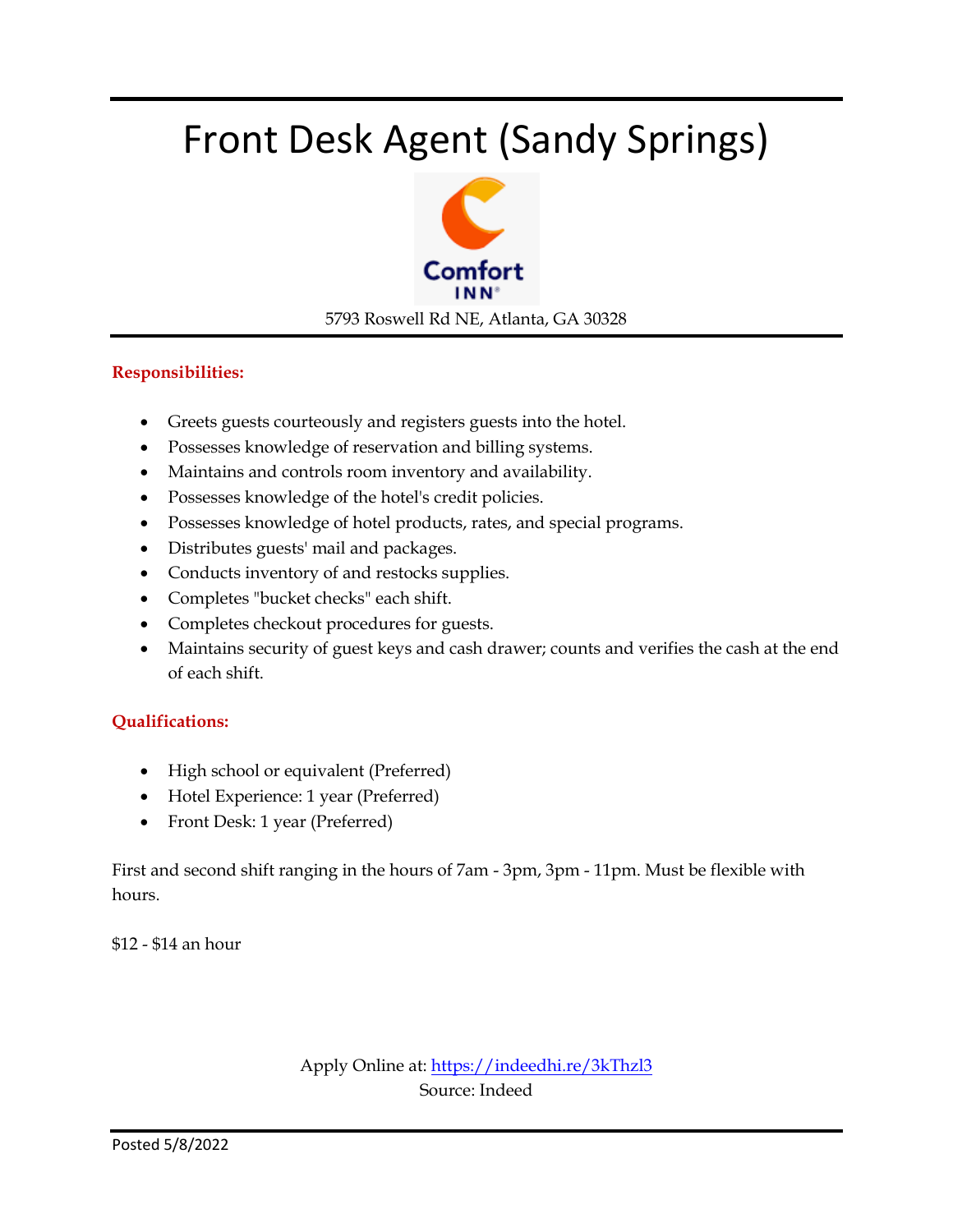# Front Desk Agent (Sandy Springs)

Comfort INN

5793 Roswell Rd NE, Atlanta, GA 30328

**Responsibilities:**

- Greets guests courteously and registers guests into the hotel.
- Possesses knowledge of reservation and billing systems.
- Maintains and controls room inventory and availability.
- Possesses knowledge of the hotel's credit policies.
- Possesses knowledge of hotel products, rates, and special programs.
- Distributes guests' mail and packages.
- Conducts inventory of and restocks supplies.
- Completes "bucket checks" each shift.
- Completes checkout procedures for guests.
- Maintains security of guest keys and cash drawer; counts and verifies the cash at the end of each shift.

**Qualifications:**

- High school or equivalent (Preferred)
- Hotel Experience: 1 year (Preferred)
- Front Desk: 1 year (Preferred)

First and second shift ranging in the hours of 7am - 3pm, 3pm - 11pm. Must be flexible with hours.

$12 - $14 an hour

Apply Online at: https://indeedhi.re/3kThzl3

Source: Indeed

Posted 5/8/2022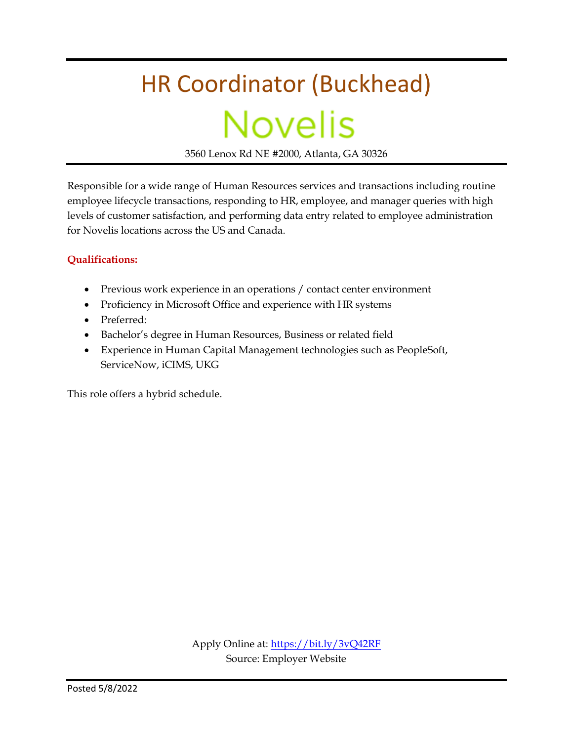# HR Coordinator (Buckhead)

## Novelis

3560 Lenox Rd NE #2000, Atlanta, GA 30326

Responsible for a wide range of Human Resources services and transactions including routine employee lifecycle transactions, responding to HR, employee, and manager queries with high levels of customer satisfaction, and performing data entry related to employee administration for Novelis locations across the US and Canada.

**Qualifications:**

- Previous work experience in an operations / contact center environment
- Proficiency in Microsoft Office and experience with HR systems
- Preferred:
- Bachelor's degree in Human Resources, Business or related field
- Experience in Human Capital Management technologies such as PeopleSoft, ServiceNow, iCIMS, UKG

This role offers a hybrid schedule.

Apply Online at: https://bit.ly/3vQ42RF
Source: Employer Website

Posted 5/8/2022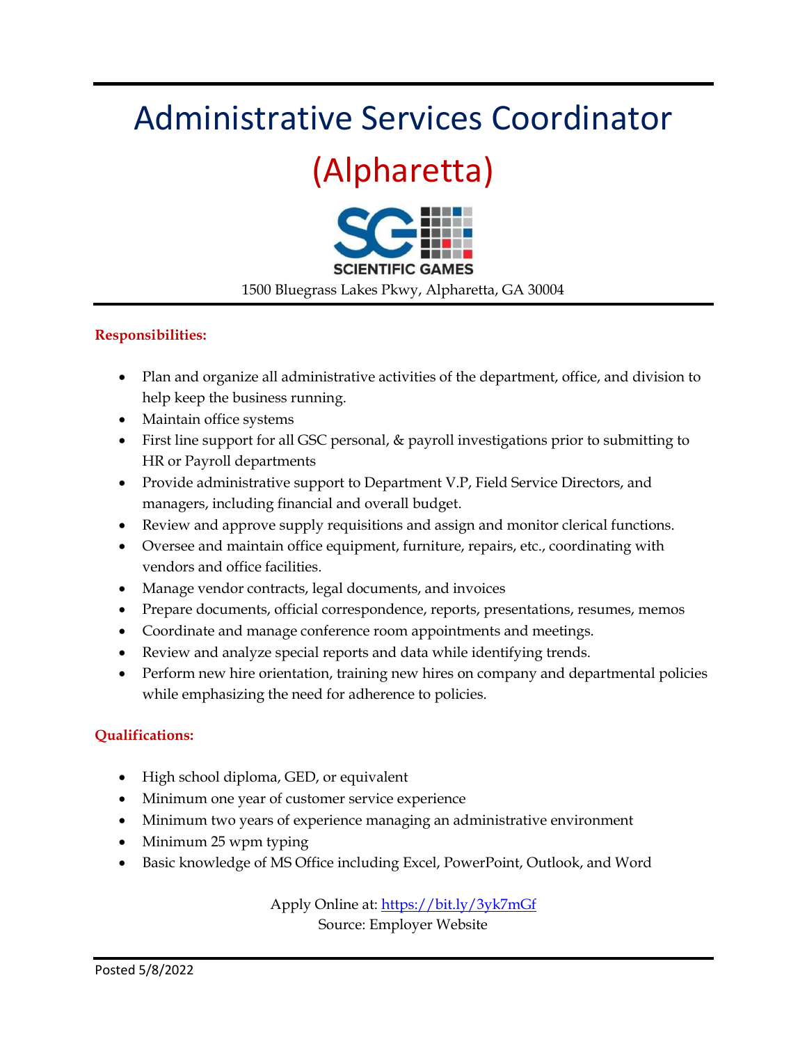# Administrative Services Coordinator

# (Alpharetta)

SCIENTIFIC GAMES

1500 Bluegrass Lakes Pkwy, Alpharetta, GA 30004

**Responsibilities:**

- Plan and organize all administrative activities of the department, office, and division to help keep the business running.
- Maintain office systems
- First line support for all GSC personal, & payroll investigations prior to submitting to HR or Payroll departments
- Provide administrative support to Department V.P, Field Service Directors, and managers, including financial and overall budget.
- Review and approve supply requisitions and assign and monitor clerical functions.
- Oversee and maintain office equipment, furniture, repairs, etc., coordinating with vendors and office facilities.
- Manage vendor contracts, legal documents, and invoices
- Prepare documents, official correspondence, reports, presentations, resumes, memos
- Coordinate and manage conference room appointments and meetings.
- Review and analyze special reports and data while identifying trends.
- Perform new hire orientation, training new hires on company and departmental policies while emphasizing the need for adherence to policies.

**Qualifications:**

- High school diploma, GED, or equivalent
- Minimum one year of customer service experience
- Minimum two years of experience managing an administrative environment
- Minimum 25 wpm typing
- Basic knowledge of MS Office including Excel, PowerPoint, Outlook, and Word

Apply Online at: https://bit.ly/3yk7mGf
Source: Employer Website

Posted 5/8/2022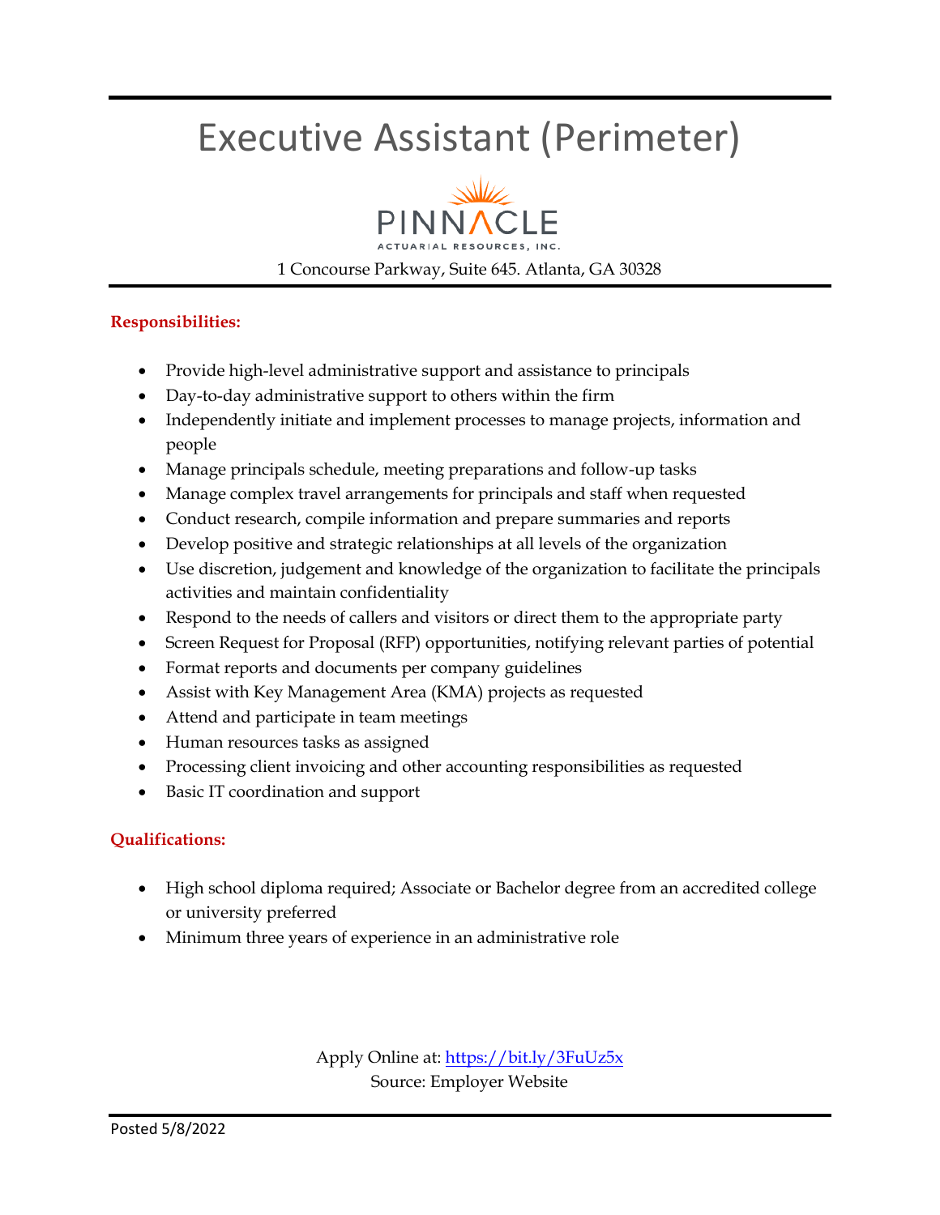# Executive Assistant (Perimeter)

PINNACLE
ACTUARIAL RESOURCES, INC.

1 Concourse Parkway, Suite 645. Atlanta, GA 30328

**Responsibilities:**

- Provide high-level administrative support and assistance to principals
- Day-to-day administrative support to others within the firm
- Independently initiate and implement processes to manage projects, information and people
- Manage principals schedule, meeting preparations and follow-up tasks
- Manage complex travel arrangements for principals and staff when requested
- Conduct research, compile information and prepare summaries and reports
- Develop positive and strategic relationships at all levels of the organization
- Use discretion, judgement and knowledge of the organization to facilitate the principals activities and maintain confidentiality
- Respond to the needs of callers and visitors or direct them to the appropriate party
- Screen Request for Proposal (RFP) opportunities, notifying relevant parties of potential
- Format reports and documents per company guidelines
- Assist with Key Management Area (KMA) projects as requested
- Attend and participate in team meetings
- Human resources tasks as assigned
- Processing client invoicing and other accounting responsibilities as requested
- Basic IT coordination and support

**Qualifications:**

- High school diploma required; Associate or Bachelor degree from an accredited college or university preferred
- Minimum three years of experience in an administrative role

Apply Online at: https://bit.ly/3FuUz5x
Source: Employer Website

Posted 5/8/2022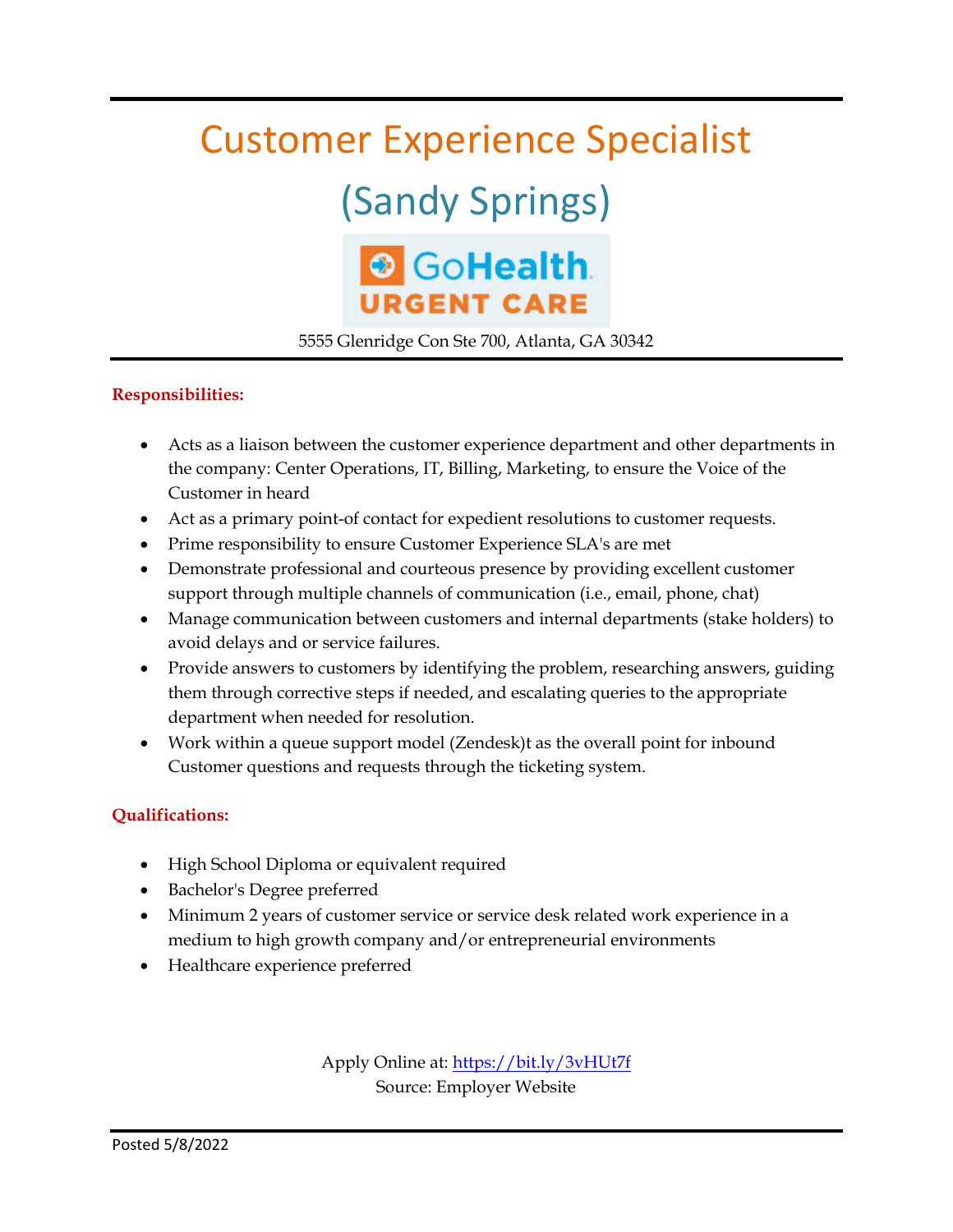# Customer Experience Specialist

## (Sandy Springs)

GoHealth URGENT CARE

5555 Glenridge Con Ste 700, Atlanta, GA 30342

**Responsibilities:**

- Acts as a liaison between the customer experience department and other departments in the company: Center Operations, IT, Billing, Marketing, to ensure the Voice of the Customer in heard
- Act as a primary point-of contact for expedient resolutions to customer requests.
- Prime responsibility to ensure Customer Experience SLA's are met
- Demonstrate professional and courteous presence by providing excellent customer support through multiple channels of communication (i.e., email, phone, chat)
- Manage communication between customers and internal departments (stake holders) to avoid delays and or service failures.
- Provide answers to customers by identifying the problem, researching answers, guiding them through corrective steps if needed, and escalating queries to the appropriate department when needed for resolution.
- Work within a queue support model (Zendesk)t as the overall point for inbound Customer questions and requests through the ticketing system.

**Qualifications:**

- High School Diploma or equivalent required
- Bachelor's Degree preferred
- Minimum 2 years of customer service or service desk related work experience in a medium to high growth company and/or entrepreneurial environments
- Healthcare experience preferred

Apply Online at: https://bit.ly/3vHUt7f
Source: Employer Website

Posted 5/8/2022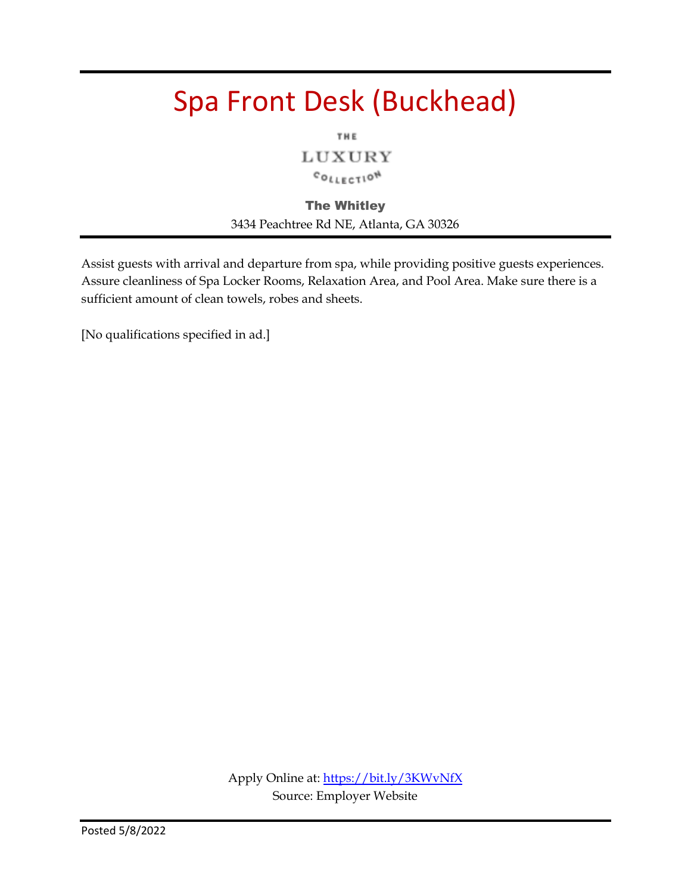# Spa Front Desk (Buckhead)

THE
LUXURY
COLLECTION

**The Whitley**
3434 Peachtree Rd NE, Atlanta, GA 30326

Assist guests with arrival and departure from spa, while providing positive guests experiences. Assure cleanliness of Spa Locker Rooms, Relaxation Area, and Pool Area. Make sure there is a sufficient amount of clean towels, robes and sheets.

[No qualifications specified in ad.]

Apply Online at: https://bit.ly/3KWvNfX
Source: Employer Website

Posted 5/8/2022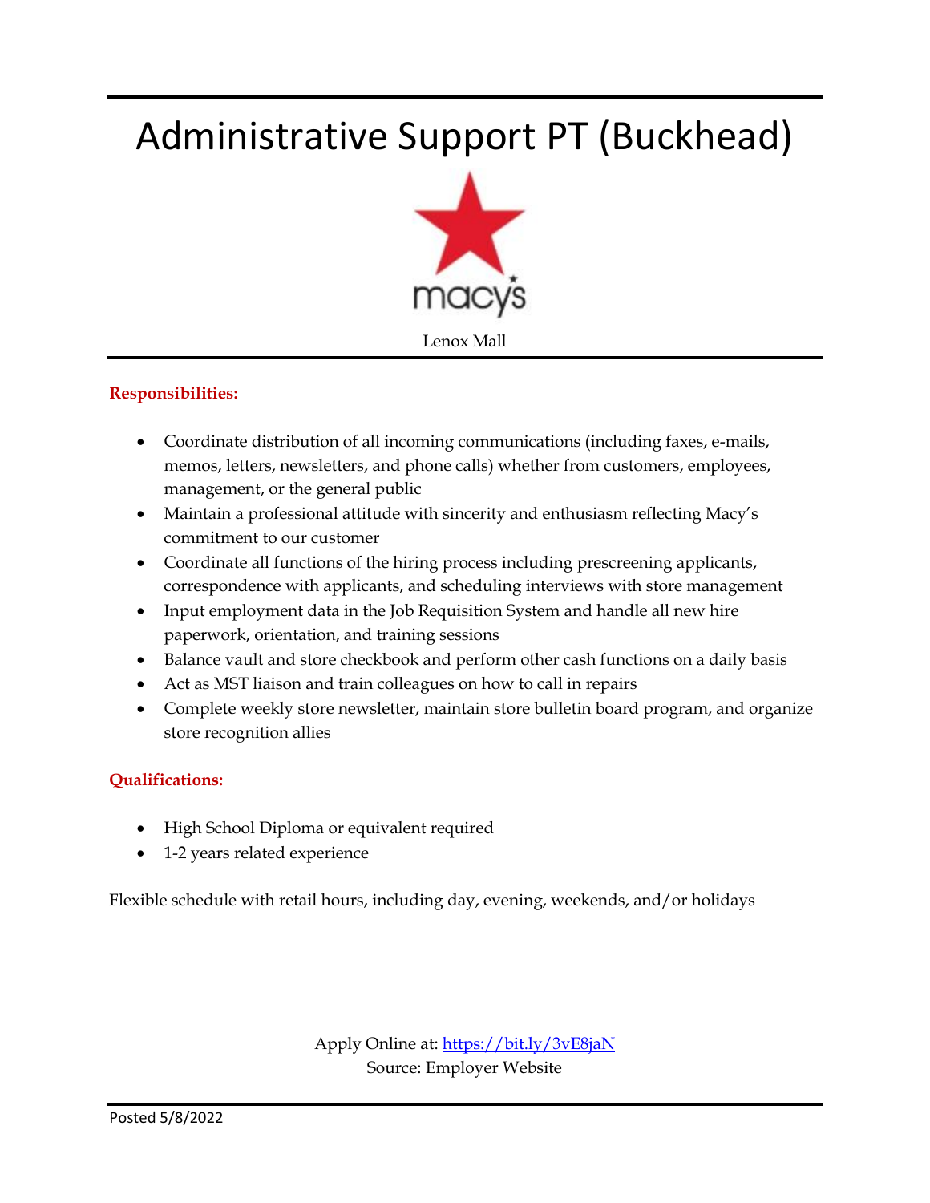# Administrative Support PT (Buckhead)

macy's

Lenox Mall

**Responsibilities:**

- Coordinate distribution of all incoming communications (including faxes, e-mails, memos, letters, newsletters, and phone calls) whether from customers, employees, management, or the general public
- Maintain a professional attitude with sincerity and enthusiasm reflecting Macy's commitment to our customer
- Coordinate all functions of the hiring process including prescreening applicants, correspondence with applicants, and scheduling interviews with store management
- Input employment data in the Job Requisition System and handle all new hire paperwork, orientation, and training sessions
- Balance vault and store checkbook and perform other cash functions on a daily basis
- Act as MST liaison and train colleagues on how to call in repairs
- Complete weekly store newsletter, maintain store bulletin board program, and organize store recognition allies

**Qualifications:**

- High School Diploma or equivalent required
- 1-2 years related experience

Flexible schedule with retail hours, including day, evening, weekends, and/or holidays

Apply Online at: https://bit.ly/3vE8jaN
Source: Employer Website

Posted 5/8/2022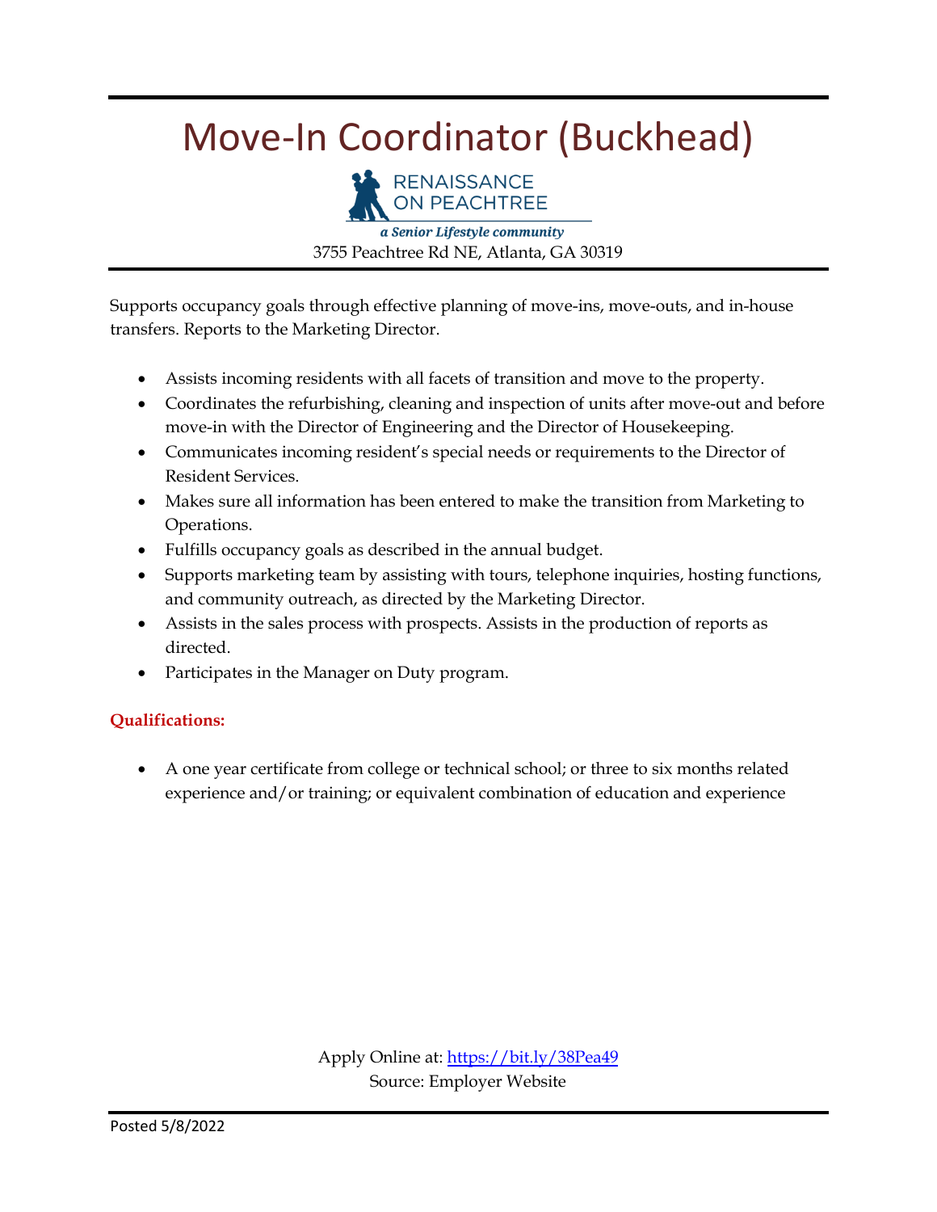# Move-In Coordinator (Buckhead)

RENAISSANCE ON PEACHTREE

*a Senior Lifestyle community*

3755 Peachtree Rd NE, Atlanta, GA 30319

Supports occupancy goals through effective planning of move-ins, move-outs, and in-house transfers. Reports to the Marketing Director.

- Assists incoming residents with all facets of transition and move to the property.
- Coordinates the refurbishing, cleaning and inspection of units after move-out and before move-in with the Director of Engineering and the Director of Housekeeping.
- Communicates incoming resident's special needs or requirements to the Director of Resident Services.
- Makes sure all information has been entered to make the transition from Marketing to Operations.
- Fulfills occupancy goals as described in the annual budget.
- Supports marketing team by assisting with tours, telephone inquiries, hosting functions, and community outreach, as directed by the Marketing Director.
- Assists in the sales process with prospects. Assists in the production of reports as directed.
- Participates in the Manager on Duty program.

**Qualifications:**

- A one year certificate from college or technical school; or three to six months related experience and/or training; or equivalent combination of education and experience

Apply Online at: https://bit.ly/38Pea49

Source: Employer Website

Posted 5/8/2022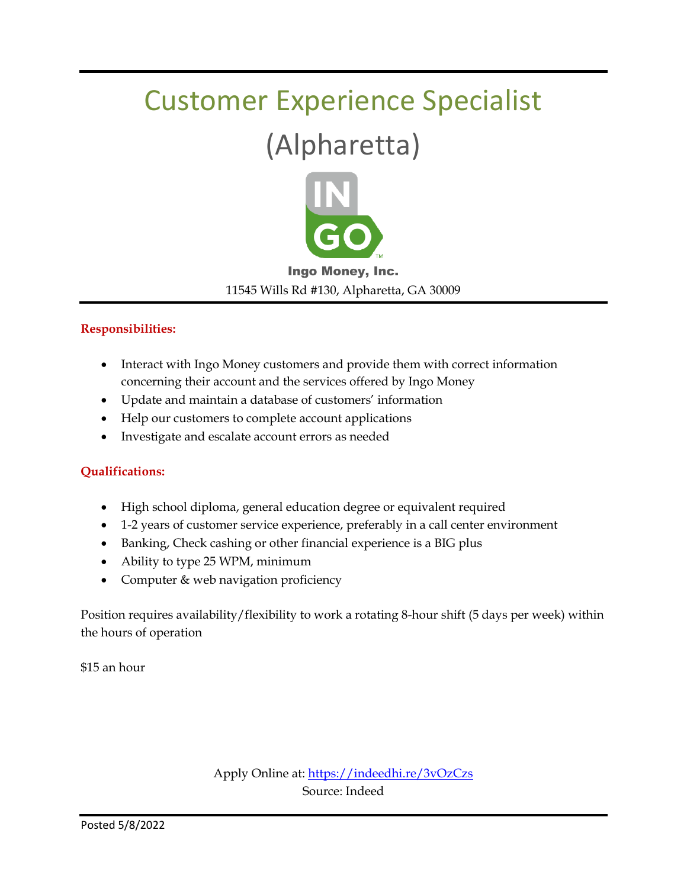# Customer Experience Specialist

## (Alpharetta)

**Ingo Money, Inc.**

11545 Wills Rd #130, Alpharetta, GA 30009

**Responsibilities:**

- Interact with Ingo Money customers and provide them with correct information concerning their account and the services offered by Ingo Money
- Update and maintain a database of customers' information
- Help our customers to complete account applications
- Investigate and escalate account errors as needed

**Qualifications:**

- High school diploma, general education degree or equivalent required
- 1-2 years of customer service experience, preferably in a call center environment
- Banking, Check cashing or other financial experience is a BIG plus
- Ability to type 25 WPM, minimum
- Computer & web navigation proficiency

Position requires availability/flexibility to work a rotating 8-hour shift (5 days per week) within the hours of operation

$15 an hour

Apply Online at: https://indeedhi.re/3vOzCzs
Source: Indeed

Posted 5/8/2022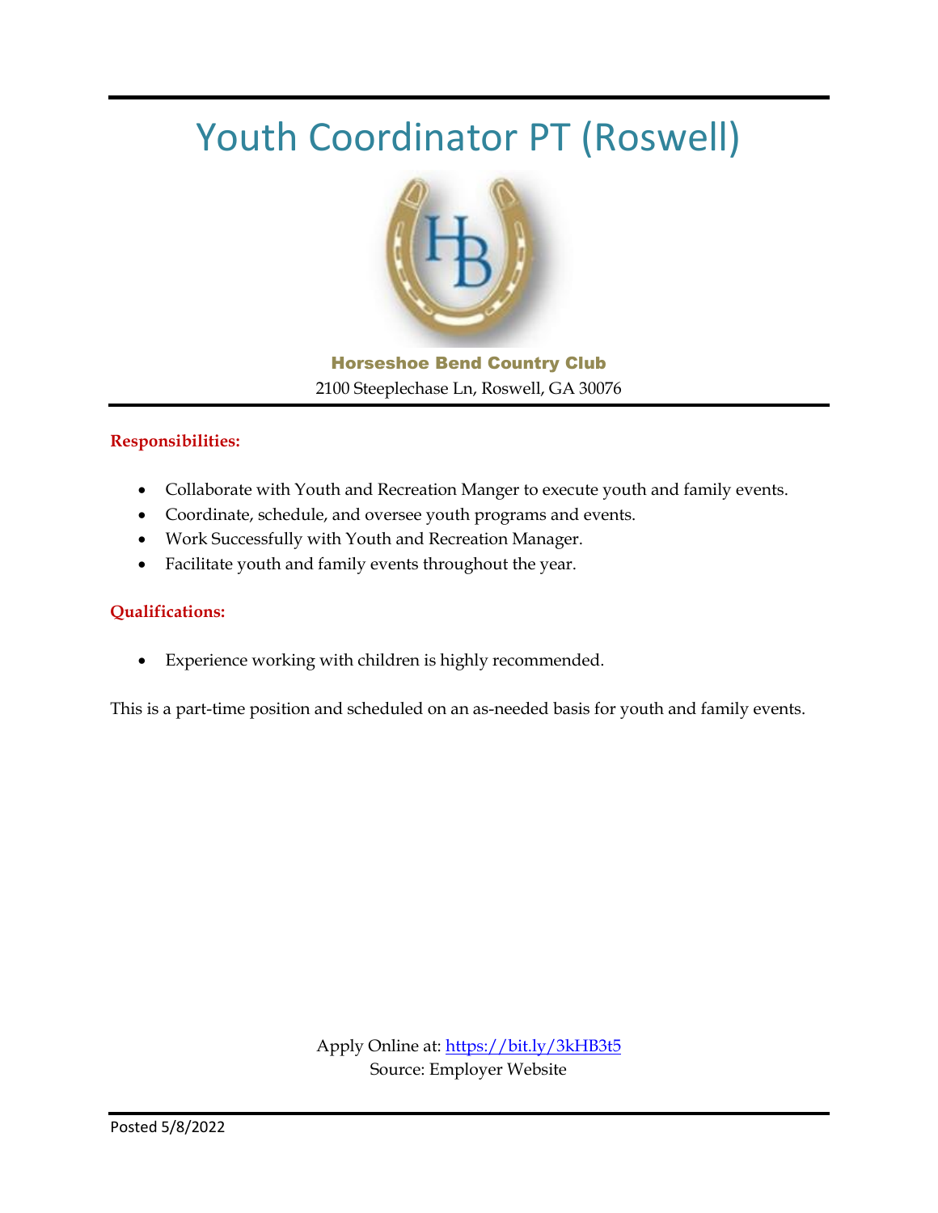# Youth Coordinator PT (Roswell)

**Horseshoe Bend Country Club**
2100 Steeplechase Ln, Roswell, GA 30076

**Responsibilities:**

- Collaborate with Youth and Recreation Manger to execute youth and family events.
- Coordinate, schedule, and oversee youth programs and events.
- Work Successfully with Youth and Recreation Manager.
- Facilitate youth and family events throughout the year.

**Qualifications:**

- Experience working with children is highly recommended.

This is a part-time position and scheduled on an as-needed basis for youth and family events.

Apply Online at: https://bit.ly/3kHB3t5
Source: Employer Website

Posted 5/8/2022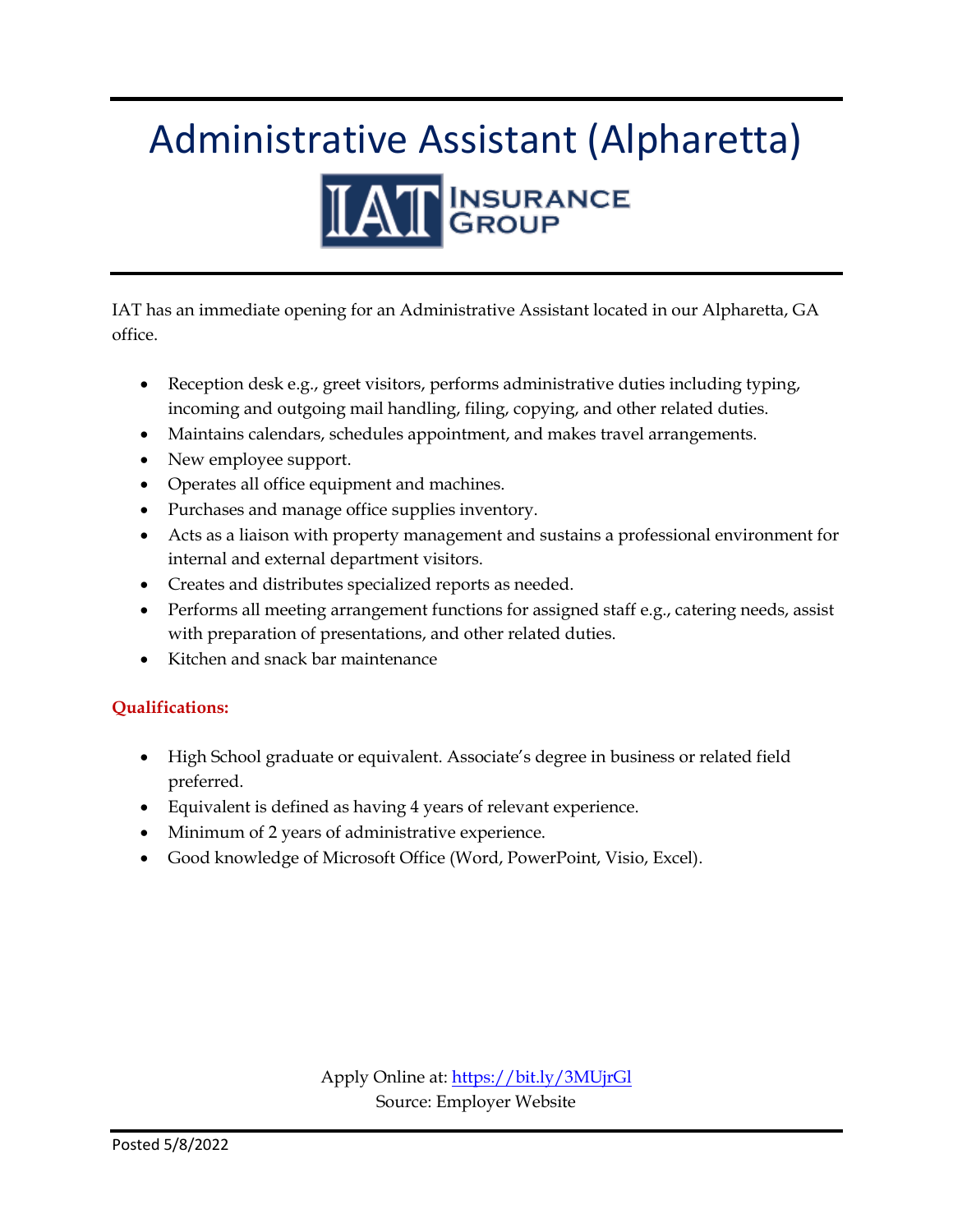# Administrative Assistant (Alpharetta)

IAT INSURANCE GROUP

IAT has an immediate opening for an Administrative Assistant located in our Alpharetta, GA office.

- Reception desk e.g., greet visitors, performs administrative duties including typing, incoming and outgoing mail handling, filing, copying, and other related duties.
- Maintains calendars, schedules appointment, and makes travel arrangements.
- New employee support.
- Operates all office equipment and machines.
- Purchases and manage office supplies inventory.
- Acts as a liaison with property management and sustains a professional environment for internal and external department visitors.
- Creates and distributes specialized reports as needed.
- Performs all meeting arrangement functions for assigned staff e.g., catering needs, assist with preparation of presentations, and other related duties.
- Kitchen and snack bar maintenance

**Qualifications:**

- High School graduate or equivalent. Associate's degree in business or related field preferred.
- Equivalent is defined as having 4 years of relevant experience.
- Minimum of 2 years of administrative experience.
- Good knowledge of Microsoft Office (Word, PowerPoint, Visio, Excel).

Apply Online at: https://bit.ly/3MUjrGl
Source: Employer Website

Posted 5/8/2022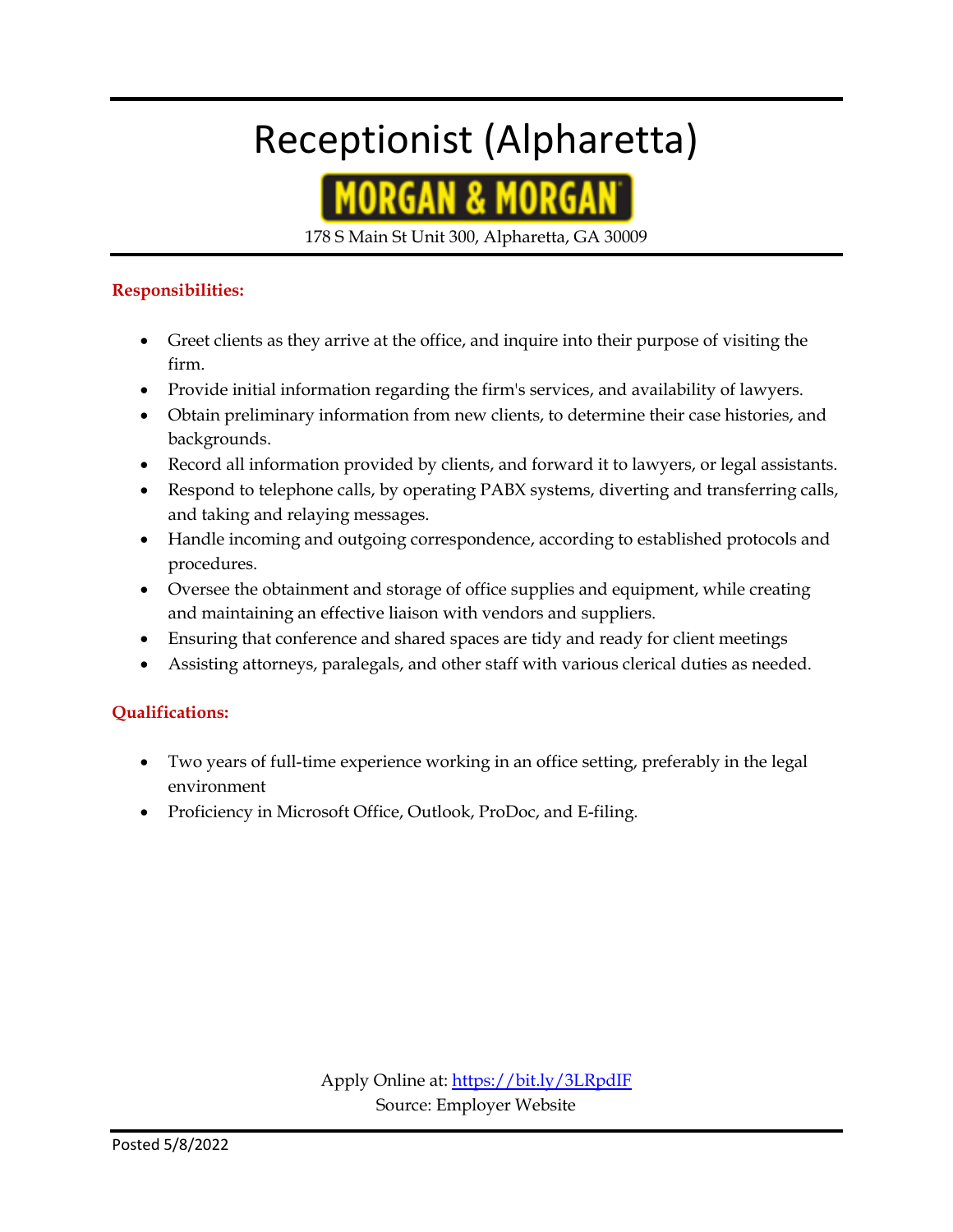# Receptionist (Alpharetta)

MORGAN & MORGAN

178 S Main St Unit 300, Alpharetta, GA 30009

**Responsibilities:**

- Greet clients as they arrive at the office, and inquire into their purpose of visiting the firm.
- Provide initial information regarding the firm's services, and availability of lawyers.
- Obtain preliminary information from new clients, to determine their case histories, and backgrounds.
- Record all information provided by clients, and forward it to lawyers, or legal assistants.
- Respond to telephone calls, by operating PABX systems, diverting and transferring calls, and taking and relaying messages.
- Handle incoming and outgoing correspondence, according to established protocols and procedures.
- Oversee the obtainment and storage of office supplies and equipment, while creating and maintaining an effective liaison with vendors and suppliers.
- Ensuring that conference and shared spaces are tidy and ready for client meetings
- Assisting attorneys, paralegals, and other staff with various clerical duties as needed.

**Qualifications:**

- Two years of full-time experience working in an office setting, preferably in the legal environment
- Proficiency in Microsoft Office, Outlook, ProDoc, and E-filing.

Apply Online at: [https://bit.ly/3LRpdIF](https://bit.ly/3LRpdIF)
Source: Employer Website

Posted 5/8/2022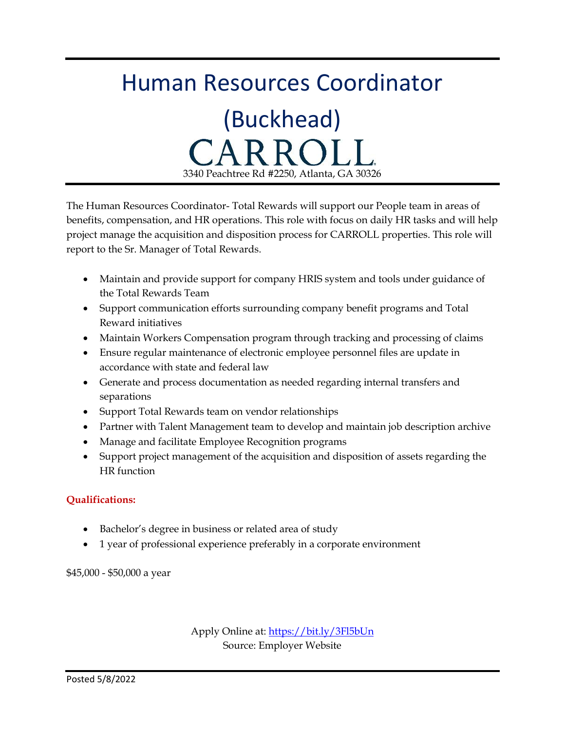# Human Resources Coordinator (Buckhead)

CARROLL

3340 Peachtree Rd #2250, Atlanta, GA 30326

The Human Resources Coordinator- Total Rewards will support our People team in areas of benefits, compensation, and HR operations. This role with focus on daily HR tasks and will help project manage the acquisition and disposition process for CARROLL properties. This role will report to the Sr. Manager of Total Rewards.

- Maintain and provide support for company HRIS system and tools under guidance of the Total Rewards Team
- Support communication efforts surrounding company benefit programs and Total Reward initiatives
- Maintain Workers Compensation program through tracking and processing of claims
- Ensure regular maintenance of electronic employee personnel files are update in accordance with state and federal law
- Generate and process documentation as needed regarding internal transfers and separations
- Support Total Rewards team on vendor relationships
- Partner with Talent Management team to develop and maintain job description archive
- Manage and facilitate Employee Recognition programs
- Support project management of the acquisition and disposition of assets regarding the HR function

**Qualifications:**

- Bachelor's degree in business or related area of study
- 1 year of professional experience preferably in a corporate environment

$45,000 - $50,000 a year

Apply Online at: https://bit.ly/3Fl5bUn
Source: Employer Website

Posted 5/8/2022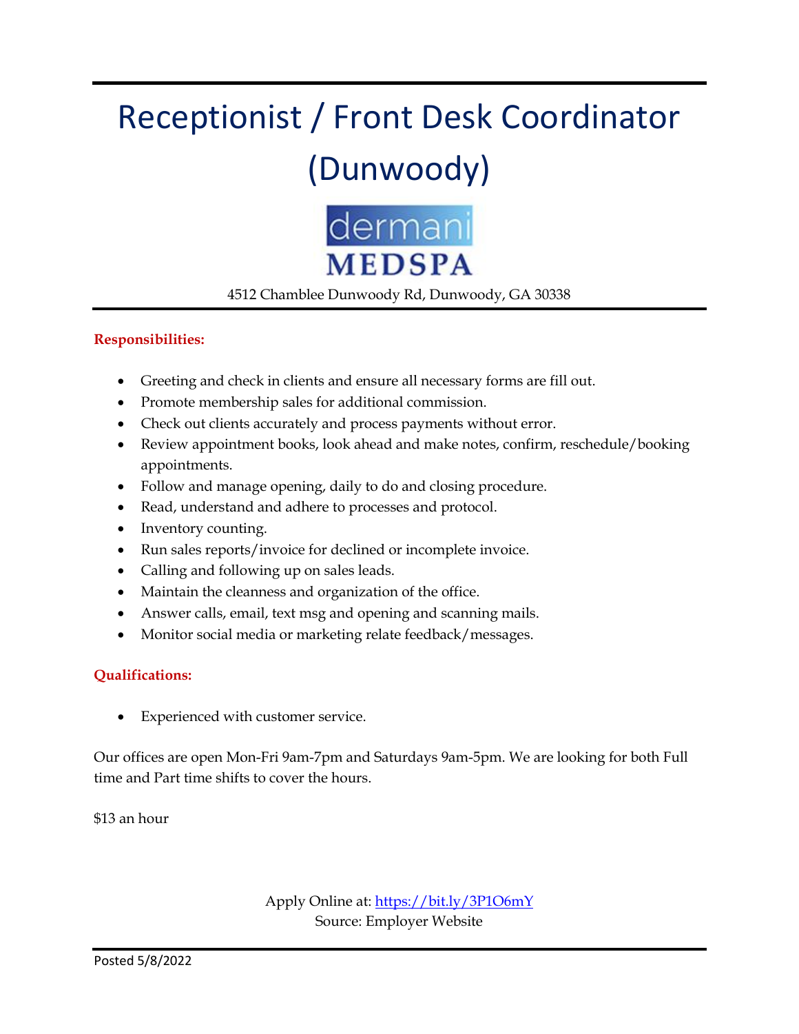# Receptionist / Front Desk Coordinator (Dunwoody)

dermani
MEDSPA

4512 Chamblee Dunwoody Rd, Dunwoody, GA 30338

**Responsibilities:**

- Greeting and check in clients and ensure all necessary forms are fill out.
- Promote membership sales for additional commission.
- Check out clients accurately and process payments without error.
- Review appointment books, look ahead and make notes, confirm, reschedule/booking appointments.
- Follow and manage opening, daily to do and closing procedure.
- Read, understand and adhere to processes and protocol.
- Inventory counting.
- Run sales reports/invoice for declined or incomplete invoice.
- Calling and following up on sales leads.
- Maintain the cleanness and organization of the office.
- Answer calls, email, text msg and opening and scanning mails.
- Monitor social media or marketing relate feedback/messages.

**Qualifications:**

- Experienced with customer service.

Our offices are open Mon-Fri 9am-7pm and Saturdays 9am-5pm. We are looking for both Full time and Part time shifts to cover the hours.

$13 an hour

Apply Online at: https://bit.ly/3P1O6mY
Source: Employer Website

Posted 5/8/2022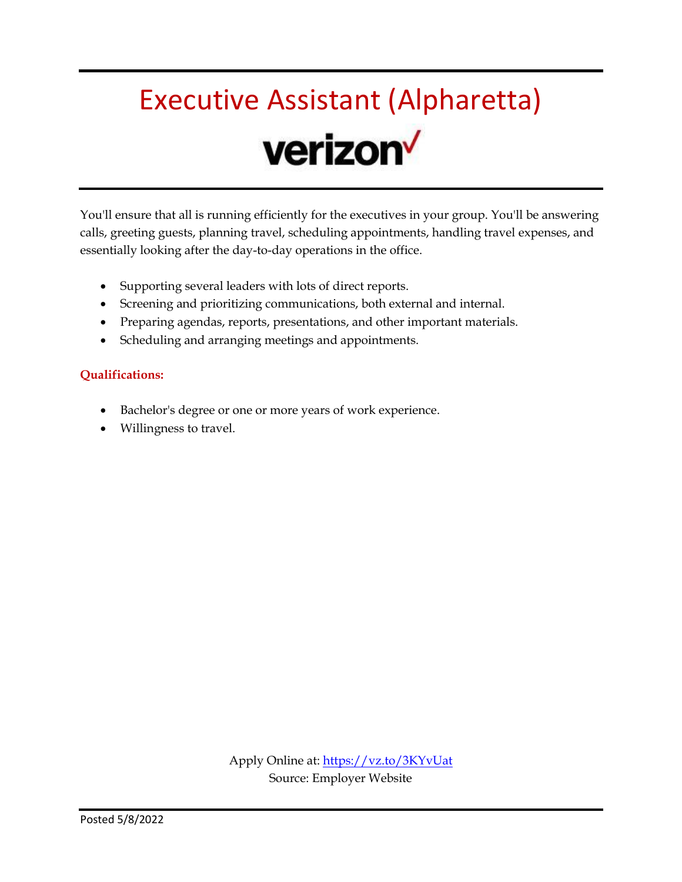# Executive Assistant (Alpharetta)

verizon

You'll ensure that all is running efficiently for the executives in your group. You'll be answering calls, greeting guests, planning travel, scheduling appointments, handling travel expenses, and essentially looking after the day-to-day operations in the office.

- Supporting several leaders with lots of direct reports.
- Screening and prioritizing communications, both external and internal.
- Preparing agendas, reports, presentations, and other important materials.
- Scheduling and arranging meetings and appointments.

**Qualifications:**

- Bachelor's degree or one or more years of work experience.
- Willingness to travel.

Apply Online at: https://vz.to/3KYvUat
Source: Employer Website

Posted 5/8/2022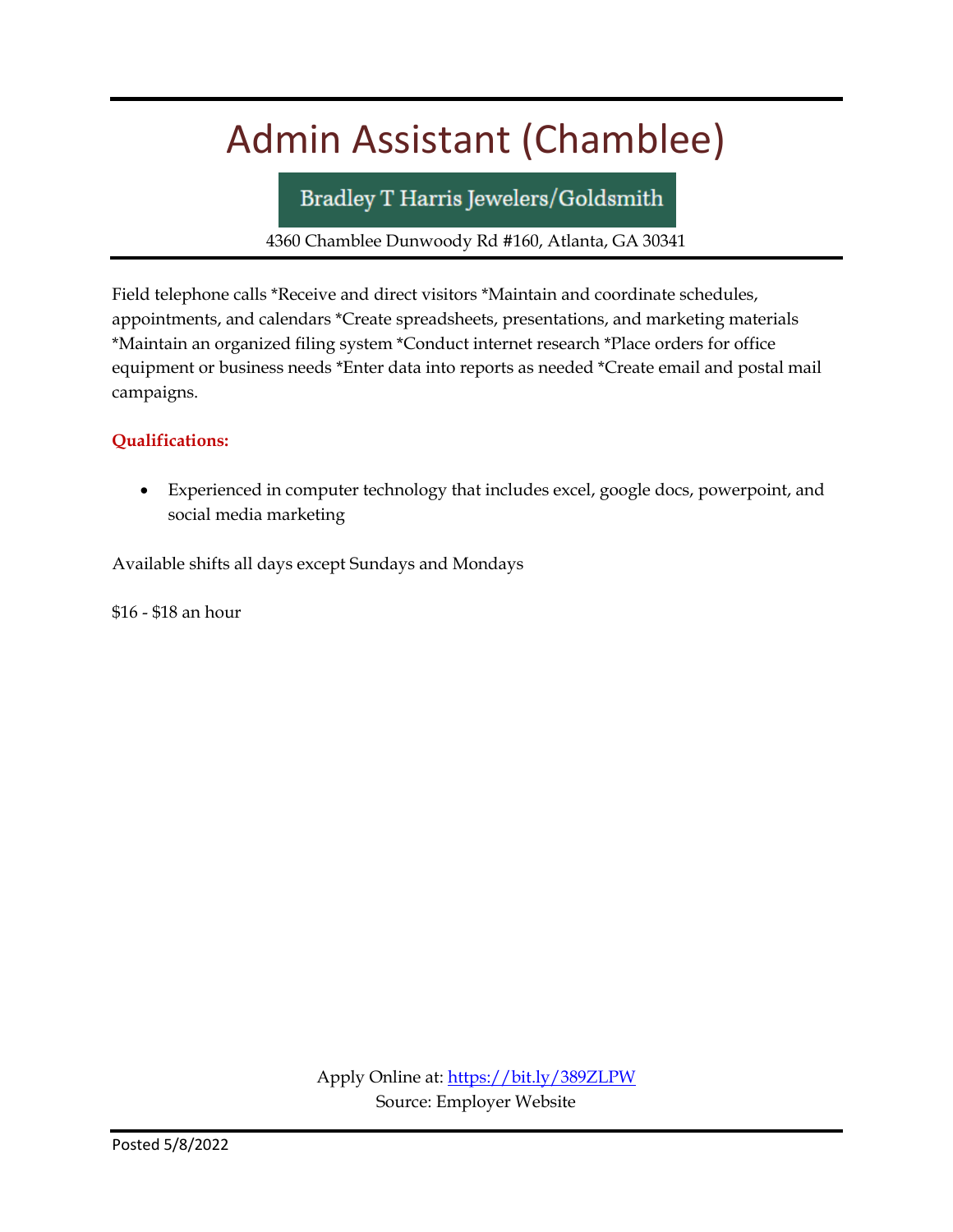# Admin Assistant (Chamblee)

**Bradley T Harris Jewelers/Goldsmith**

4360 Chamblee Dunwoody Rd #160, Atlanta, GA 30341

Field telephone calls *Receive and direct visitors *Maintain and coordinate schedules, appointments, and calendars *Create spreadsheets, presentations, and marketing materials *Maintain an organized filing system *Conduct internet research *Place orders for office equipment or business needs *Enter data into reports as needed *Create email and postal mail campaigns.

**Qualifications:**

- Experienced in computer technology that includes excel, google docs, powerpoint, and social media marketing

Available shifts all days except Sundays and Mondays

$16 - $18 an hour

Apply Online at: https://bit.ly/389ZLPW
Source: Employer Website

Posted 5/8/2022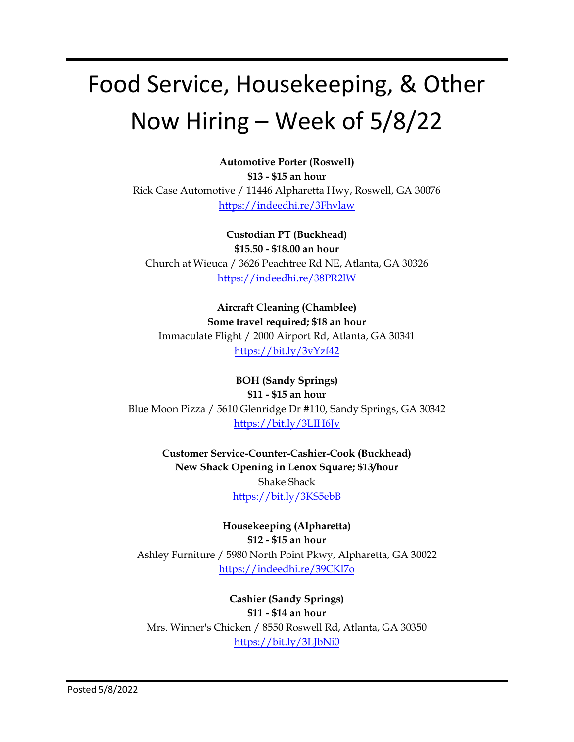# Food Service, Housekeeping, & Other Now Hiring – Week of 5/8/22

**Automotive Porter (Roswell)**
**$13 - $15 an hour**
Rick Case Automotive / 11446 Alpharetta Hwy, Roswell, GA 30076
https://indeedhi.re/3Fhvlaw

**Custodian PT (Buckhead)**
**$15.50 - $18.00 an hour**
Church at Wieuca / 3626 Peachtree Rd NE, Atlanta, GA 30326
https://indeedhi.re/38PR2lW

**Aircraft Cleaning (Chamblee)**
**Some travel required; $18 an hour**
Immaculate Flight / 2000 Airport Rd, Atlanta, GA 30341
https://bit.ly/3vYzf42

**BOH (Sandy Springs)**
**$11 - $15 an hour**
Blue Moon Pizza / 5610 Glenridge Dr #110, Sandy Springs, GA 30342
https://bit.ly/3LIH6Jv

**Customer Service-Counter-Cashier-Cook (Buckhead)**
**New Shack Opening in Lenox Square; $13/hour**
Shake Shack
https://bit.ly/3KS5ebB

**Housekeeping (Alpharetta)**
**$12 - $15 an hour**
Ashley Furniture / 5980 North Point Pkwy, Alpharetta, GA 30022
https://indeedhi.re/39CKl7o

**Cashier (Sandy Springs)**
**$11 - $14 an hour**
Mrs. Winner's Chicken / 8550 Roswell Rd, Atlanta, GA 30350
https://bit.ly/3LJbNi0

Posted 5/8/2022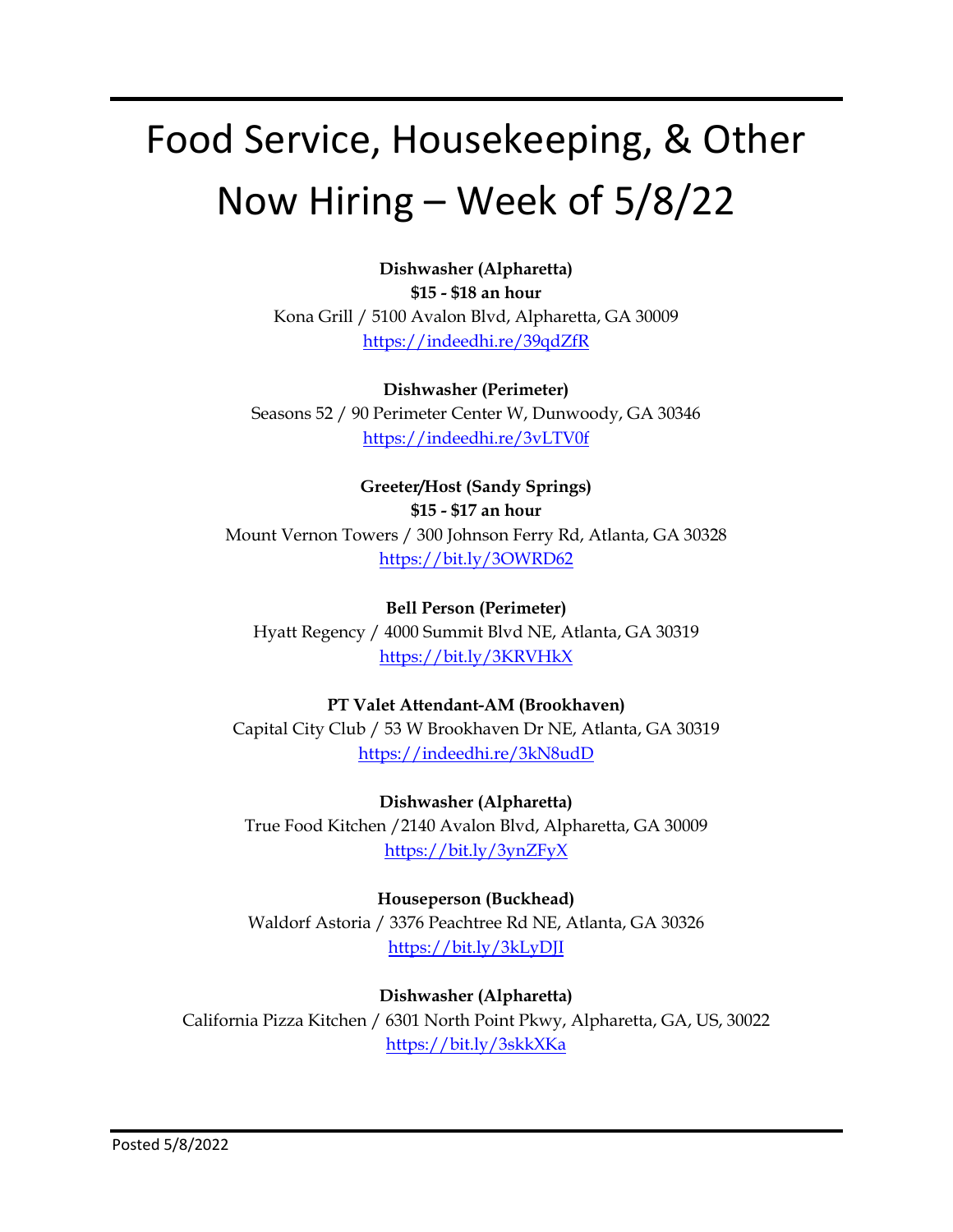# Food Service, Housekeeping, & Other Now Hiring – Week of 5/8/22

**Dishwasher (Alpharetta)**
**$15 - $18 an hour**
Kona Grill / 5100 Avalon Blvd, Alpharetta, GA 30009
https://indeedhi.re/39qdZfR

**Dishwasher (Perimeter)**
Seasons 52 / 90 Perimeter Center W, Dunwoody, GA 30346
https://indeedhi.re/3vLTV0f

**Greeter/Host (Sandy Springs)**
**$15 - $17 an hour**
Mount Vernon Towers / 300 Johnson Ferry Rd, Atlanta, GA 30328
https://bit.ly/3OWRD62

**Bell Person (Perimeter)**
Hyatt Regency / 4000 Summit Blvd NE, Atlanta, GA 30319
https://bit.ly/3KRVHkX

**PT Valet Attendant-AM (Brookhaven)**
Capital City Club / 53 W Brookhaven Dr NE, Atlanta, GA 30319
https://indeedhi.re/3kN8udD

**Dishwasher (Alpharetta)**
True Food Kitchen /2140 Avalon Blvd, Alpharetta, GA 30009
https://bit.ly/3ynZFyX

**Houseperson (Buckhead)**
Waldorf Astoria / 3376 Peachtree Rd NE, Atlanta, GA 30326
https://bit.ly/3kLyDJI

**Dishwasher (Alpharetta)**
California Pizza Kitchen / 6301 North Point Pkwy, Alpharetta, GA, US, 30022
https://bit.ly/3skkXKa

Posted 5/8/2022